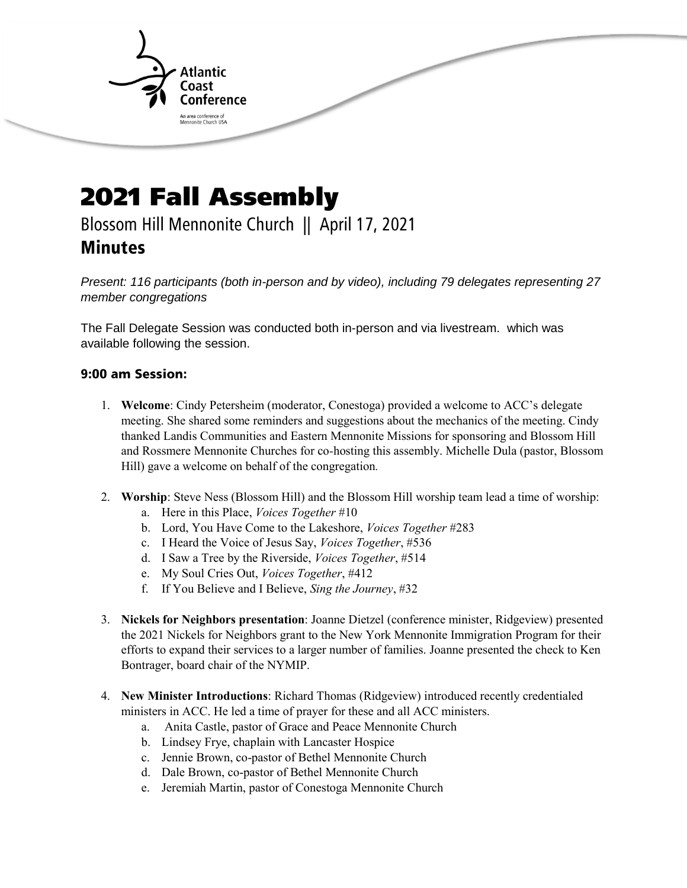Atlantic Coast Conference

An area conference of Mennonite Church USA

# 2021 Fall Assembly

## Blossom Hill Mennonite Church || April 17, 2021

## Minutes

*Present: 116 participants (both in-person and by video), including 79 delegates representing 27 member congregations*

The Fall Delegate Session was conducted both in-person and via livestream.  which was available following the session.

### 9:00 am Session:

1. **Welcome**: Cindy Petersheim (moderator, Conestoga) provided a welcome to ACC's delegate meeting. She shared some reminders and suggestions about the mechanics of the meeting. Cindy thanked Landis Communities and Eastern Mennonite Missions for sponsoring and Blossom Hill and Rossmere Mennonite Churches for co-hosting this assembly. Michelle Dula (pastor, Blossom Hill) gave a welcome on behalf of the congregation.

2. **Worship**: Steve Ness (Blossom Hill) and the Blossom Hill worship team lead a time of worship:
   a. Here in this Place, *Voices Together* #10
   b. Lord, You Have Come to the Lakeshore, *Voices Together* #283
   c. I Heard the Voice of Jesus Say, *Voices Together*, #536
   d. I Saw a Tree by the Riverside, *Voices Together*, #514
   e. My Soul Cries Out, *Voices Together*, #412
   f. If You Believe and I Believe, *Sing the Journey*, #32

3. **Nickels for Neighbors presentation**: Joanne Dietzel (conference minister, Ridgeview) presented the 2021 Nickels for Neighbors grant to the New York Mennonite Immigration Program for their efforts to expand their services to a larger number of families. Joanne presented the check to Ken Bontrager, board chair of the NYMIP.

4. **New Minister Introductions**: Richard Thomas (Ridgeview) introduced recently credentialed ministers in ACC. He led a time of prayer for these and all ACC ministers.
   a. Anita Castle, pastor of Grace and Peace Mennonite Church
   b. Lindsey Frye, chaplain with Lancaster Hospice
   c. Jennie Brown, co-pastor of Bethel Mennonite Church
   d. Dale Brown, co-pastor of Bethel Mennonite Church
   e. Jeremiah Martin, pastor of Conestoga Mennonite Church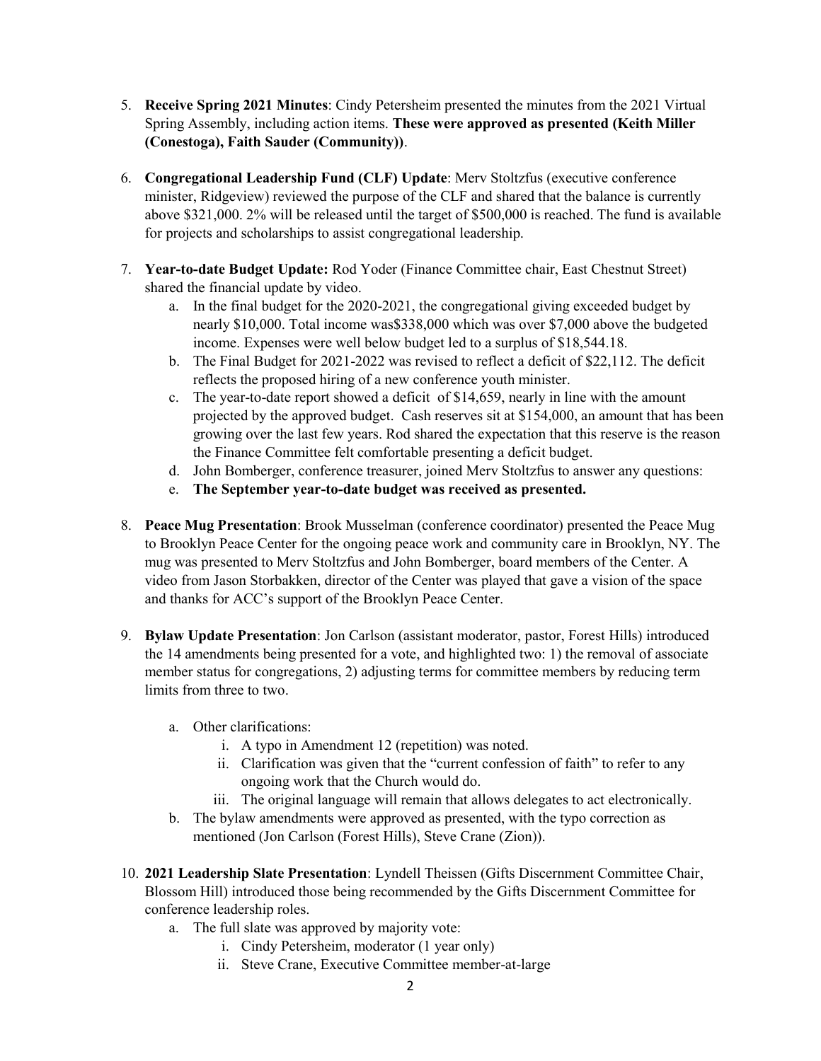5. **Receive Spring 2021 Minutes**: Cindy Petersheim presented the minutes from the 2021 Virtual Spring Assembly, including action items. **These were approved as presented (Keith Miller (Conestoga), Faith Sauder (Community))**.

6. **Congregational Leadership Fund (CLF) Update**: Merv Stoltzfus (executive conference minister, Ridgeview) reviewed the purpose of the CLF and shared that the balance is currently above $321,000. 2% will be released until the target of $500,000 is reached. The fund is available for projects and scholarships to assist congregational leadership.

7. **Year-to-date Budget Update:** Rod Yoder (Finance Committee chair, East Chestnut Street) shared the financial update by video.
   a. In the final budget for the 2020-2021, the congregational giving exceeded budget by nearly $10,000. Total income was$338,000 which was over $7,000 above the budgeted income. Expenses were well below budget led to a surplus of $18,544.18.
   b. The Final Budget for 2021-2022 was revised to reflect a deficit of $22,112. The deficit reflects the proposed hiring of a new conference youth minister.
   c. The year-to-date report showed a deficit of $14,659, nearly in line with the amount projected by the approved budget. Cash reserves sit at $154,000, an amount that has been growing over the last few years. Rod shared the expectation that this reserve is the reason the Finance Committee felt comfortable presenting a deficit budget.
   d. John Bomberger, conference treasurer, joined Merv Stoltzfus to answer any questions:
   e. **The September year-to-date budget was received as presented.**

8. **Peace Mug Presentation**: Brook Musselman (conference coordinator) presented the Peace Mug to Brooklyn Peace Center for the ongoing peace work and community care in Brooklyn, NY. The mug was presented to Merv Stoltzfus and John Bomberger, board members of the Center. A video from Jason Storbakken, director of the Center was played that gave a vision of the space and thanks for ACC's support of the Brooklyn Peace Center.

9. **Bylaw Update Presentation**: Jon Carlson (assistant moderator, pastor, Forest Hills) introduced the 14 amendments being presented for a vote, and highlighted two: 1) the removal of associate member status for congregations, 2) adjusting terms for committee members by reducing term limits from three to two.
   a. Other clarifications:
      i. A typo in Amendment 12 (repetition) was noted.
      ii. Clarification was given that the "current confession of faith" to refer to any ongoing work that the Church would do.
      iii. The original language will remain that allows delegates to act electronically.
   b. The bylaw amendments were approved as presented, with the typo correction as mentioned (Jon Carlson (Forest Hills), Steve Crane (Zion)).

10. **2021 Leadership Slate Presentation**: Lyndell Theissen (Gifts Discernment Committee Chair, Blossom Hill) introduced those being recommended by the Gifts Discernment Committee for conference leadership roles.
    a. The full slate was approved by majority vote:
       i. Cindy Petersheim, moderator (1 year only)
       ii. Steve Crane, Executive Committee member-at-large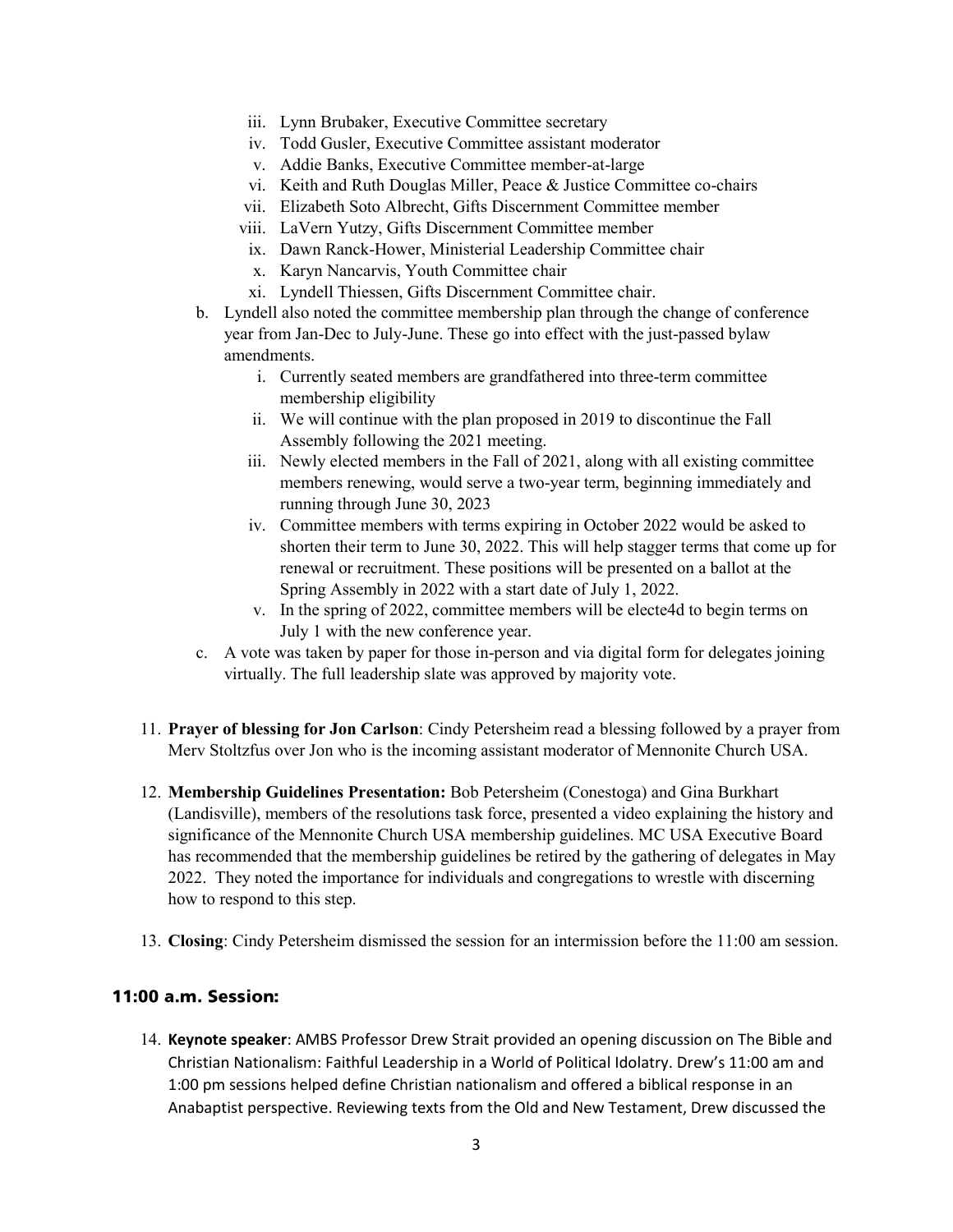iii. Lynn Brubaker, Executive Committee secretary
   iv. Todd Gusler, Executive Committee assistant moderator
   v. Addie Banks, Executive Committee member-at-large
   vi. Keith and Ruth Douglas Miller, Peace & Justice Committee co-chairs
   vii. Elizabeth Soto Albrecht, Gifts Discernment Committee member
   viii. LaVern Yutzy, Gifts Discernment Committee member
   ix. Dawn Ranck-Hower, Ministerial Leadership Committee chair
   x. Karyn Nancarvis, Youth Committee chair
   xi. Lyndell Thiessen, Gifts Discernment Committee chair.

b. Lyndell also noted the committee membership plan through the change of conference year from Jan-Dec to July-June. These go into effect with the just-passed bylaw amendments.
   i. Currently seated members are grandfathered into three-term committee membership eligibility
   ii. We will continue with the plan proposed in 2019 to discontinue the Fall Assembly following the 2021 meeting.
   iii. Newly elected members in the Fall of 2021, along with all existing committee members renewing, would serve a two-year term, beginning immediately and running through June 30, 2023
   iv. Committee members with terms expiring in October 2022 would be asked to shorten their term to June 30, 2022. This will help stagger terms that come up for renewal or recruitment. These positions will be presented on a ballot at the Spring Assembly in 2022 with a start date of July 1, 2022.
   v. In the spring of 2022, committee members will be electe4d to begin terms on July 1 with the new conference year.

c. A vote was taken by paper for those in-person and via digital form for delegates joining virtually. The full leadership slate was approved by majority vote.

11. **Prayer of blessing for Jon Carlson**: Cindy Petersheim read a blessing followed by a prayer from Merv Stoltzfus over Jon who is the incoming assistant moderator of Mennonite Church USA.

12. **Membership Guidelines Presentation:** Bob Petersheim (Conestoga) and Gina Burkhart (Landisville), members of the resolutions task force, presented a video explaining the history and significance of the Mennonite Church USA membership guidelines. MC USA Executive Board has recommended that the membership guidelines be retired by the gathering of delegates in May 2022. They noted the importance for individuals and congregations to wrestle with discerning how to respond to this step.

13. **Closing**: Cindy Petersheim dismissed the session for an intermission before the 11:00 am session.

## 11:00 a.m. Session:

14. **Keynote speaker**: AMBS Professor Drew Strait provided an opening discussion on The Bible and Christian Nationalism: Faithful Leadership in a World of Political Idolatry. Drew's 11:00 am and 1:00 pm sessions helped define Christian nationalism and offered a biblical response in an Anabaptist perspective. Reviewing texts from the Old and New Testament, Drew discussed the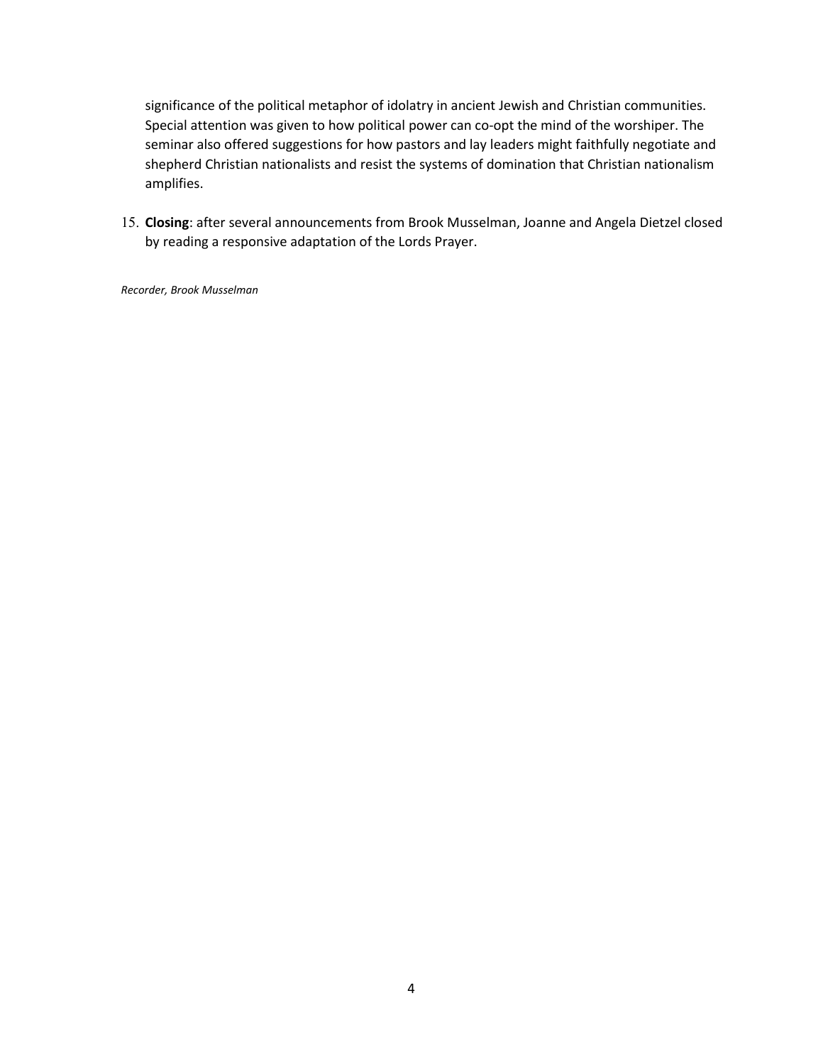significance of the political metaphor of idolatry in ancient Jewish and Christian communities. Special attention was given to how political power can co-opt the mind of the worshiper. The seminar also offered suggestions for how pastors and lay leaders might faithfully negotiate and shepherd Christian nationalists and resist the systems of domination that Christian nationalism amplifies.

15. **Closing**: after several announcements from Brook Musselman, Joanne and Angela Dietzel closed by reading a responsive adaptation of the Lords Prayer.

*Recorder, Brook Musselman*